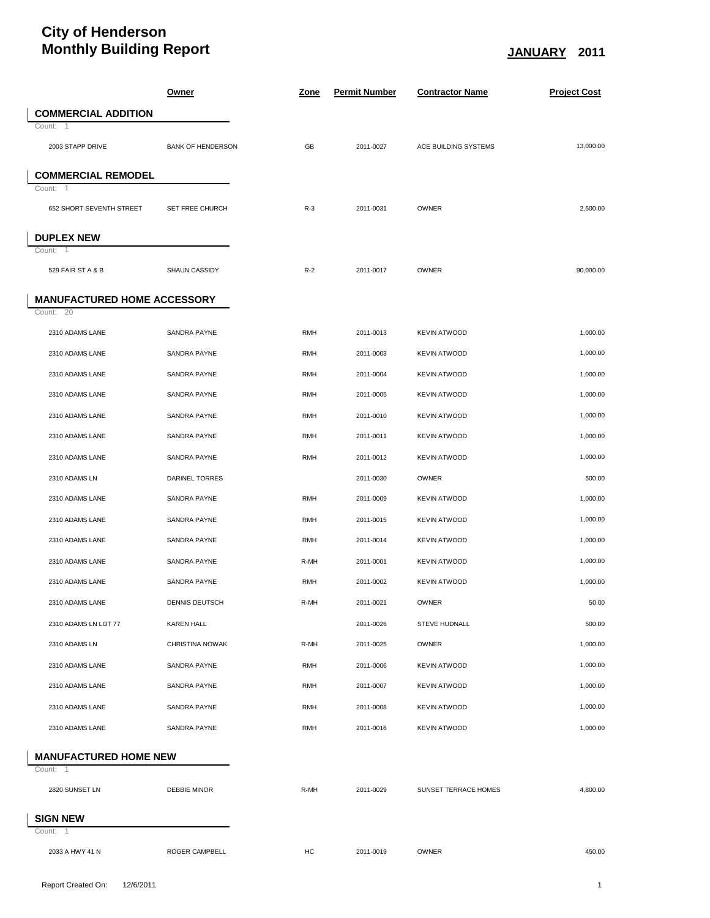# City of Henderson
# Monthly Building Report

**JANUARY 2011**

| | Owner | Zone | Permit Number | Contractor Name | Project Cost |
|---|---|---|---|---|---|
| **COMMERCIAL ADDITION** | | | | | |
| Count: 1 | | | | | |
| 2003 STAPP DRIVE | BANK OF HENDERSON | GB | 2011-0027 | ACE BUILDING SYSTEMS | 13,000.00 |
| **COMMERCIAL REMODEL** | | | | | |
| Count: 1 | | | | | |
| 652 SHORT SEVENTH STREET | SET FREE CHURCH | R-3 | 2011-0031 | OWNER | 2,500.00 |
| **DUPLEX NEW** | | | | | |
| Count: 1 | | | | | |
| 529 FAIR ST A & B | SHAUN CASSIDY | R-2 | 2011-0017 | OWNER | 90,000.00 |
| **MANUFACTURED HOME ACCESSORY** | | | | | |
| Count: 20 | | | | | |
| 2310 ADAMS LANE | SANDRA PAYNE | RMH | 2011-0013 | KEVIN ATWOOD | 1,000.00 |
| 2310 ADAMS LANE | SANDRA PAYNE | RMH | 2011-0003 | KEVIN ATWOOD | 1,000.00 |
| 2310 ADAMS LANE | SANDRA PAYNE | RMH | 2011-0004 | KEVIN ATWOOD | 1,000.00 |
| 2310 ADAMS LANE | SANDRA PAYNE | RMH | 2011-0005 | KEVIN ATWOOD | 1,000.00 |
| 2310 ADAMS LANE | SANDRA PAYNE | RMH | 2011-0010 | KEVIN ATWOOD | 1,000.00 |
| 2310 ADAMS LANE | SANDRA PAYNE | RMH | 2011-0011 | KEVIN ATWOOD | 1,000.00 |
| 2310 ADAMS LANE | SANDRA PAYNE | RMH | 2011-0012 | KEVIN ATWOOD | 1,000.00 |
| 2310 ADAMS LN | DARINEL TORRES | | 2011-0030 | OWNER | 500.00 |
| 2310 ADAMS LANE | SANDRA PAYNE | RMH | 2011-0009 | KEVIN ATWOOD | 1,000.00 |
| 2310 ADAMS LANE | SANDRA PAYNE | RMH | 2011-0015 | KEVIN ATWOOD | 1,000.00 |
| 2310 ADAMS LANE | SANDRA PAYNE | RMH | 2011-0014 | KEVIN ATWOOD | 1,000.00 |
| 2310 ADAMS LANE | SANDRA PAYNE | R-MH | 2011-0001 | KEVIN ATWOOD | 1,000.00 |
| 2310 ADAMS LANE | SANDRA PAYNE | RMH | 2011-0002 | KEVIN ATWOOD | 1,000.00 |
| 2310 ADAMS LANE | DENNIS DEUTSCH | R-MH | 2011-0021 | OWNER | 50.00 |
| 2310 ADAMS LN LOT 77 | KAREN HALL | | 2011-0026 | STEVE HUDNALL | 500.00 |
| 2310 ADAMS LN | CHRISTINA NOWAK | R-MH | 2011-0025 | OWNER | 1,000.00 |
| 2310 ADAMS LANE | SANDRA PAYNE | RMH | 2011-0006 | KEVIN ATWOOD | 1,000.00 |
| 2310 ADAMS LANE | SANDRA PAYNE | RMH | 2011-0007 | KEVIN ATWOOD | 1,000.00 |
| 2310 ADAMS LANE | SANDRA PAYNE | RMH | 2011-0008 | KEVIN ATWOOD | 1,000.00 |
| 2310 ADAMS LANE | SANDRA PAYNE | RMH | 2011-0016 | KEVIN ATWOOD | 1,000.00 |
| **MANUFACTURED HOME NEW** | | | | | |
| Count: 1 | | | | | |
| 2820 SUNSET LN | DEBBIE MINOR | R-MH | 2011-0029 | SUNSET TERRACE HOMES | 4,800.00 |
| **SIGN NEW** | | | | | |
| Count: 1 | | | | | |
| 2033 A HWY 41 N | ROGER CAMPBELL | HC | 2011-0019 | OWNER | 450.00 |

Report Created On: 12/6/2011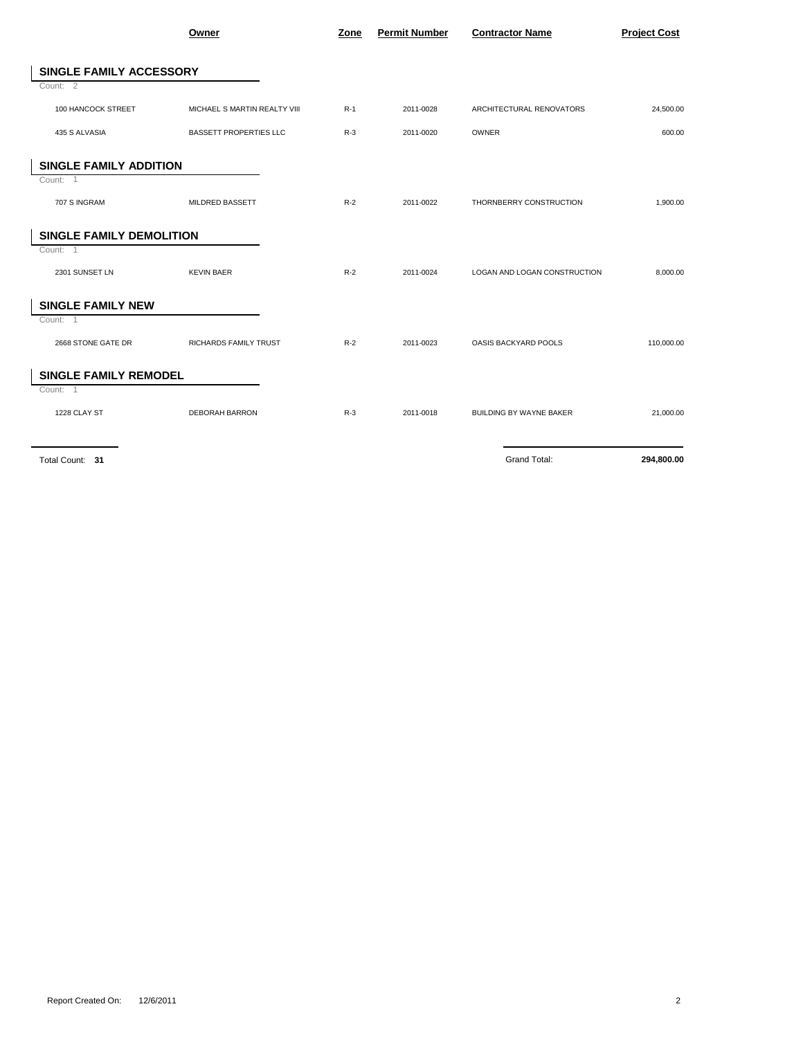| | Owner | Zone | Permit Number | Contractor Name | Project Cost |
|---|---|---|---|---|---|
| **SINGLE FAMILY ACCESSORY** | | | | | |
| Count: 2 | | | | | |
| 100 HANCOCK STREET | MICHAEL S MARTIN REALTY VIII | R-1 | 2011-0028 | ARCHITECTURAL RENOVATORS | 24,500.00 |
| 435 S ALVASIA | BASSETT PROPERTIES LLC | R-3 | 2011-0020 | OWNER | 600.00 |
| **SINGLE FAMILY ADDITION** | | | | | |
| Count: 1 | | | | | |
| 707 S INGRAM | MILDRED BASSETT | R-2 | 2011-0022 | THORNBERRY CONSTRUCTION | 1,900.00 |
| **SINGLE FAMILY DEMOLITION** | | | | | |
| Count: 1 | | | | | |
| 2301 SUNSET LN | KEVIN BAER | R-2 | 2011-0024 | LOGAN AND LOGAN CONSTRUCTION | 8,000.00 |
| **SINGLE FAMILY NEW** | | | | | |
| Count: 1 | | | | | |
| 2668 STONE GATE DR | RICHARDS FAMILY TRUST | R-2 | 2011-0023 | OASIS BACKYARD POOLS | 110,000.00 |
| **SINGLE FAMILY REMODEL** | | | | | |
| Count: 1 | | | | | |
| 1228 CLAY ST | DEBORAH BARRON | R-3 | 2011-0018 | BUILDING BY WAYNE BAKER | 21,000.00 |

Total Count: **31**

Grand Total: **294,800.00**

Report Created On: 12/6/2011